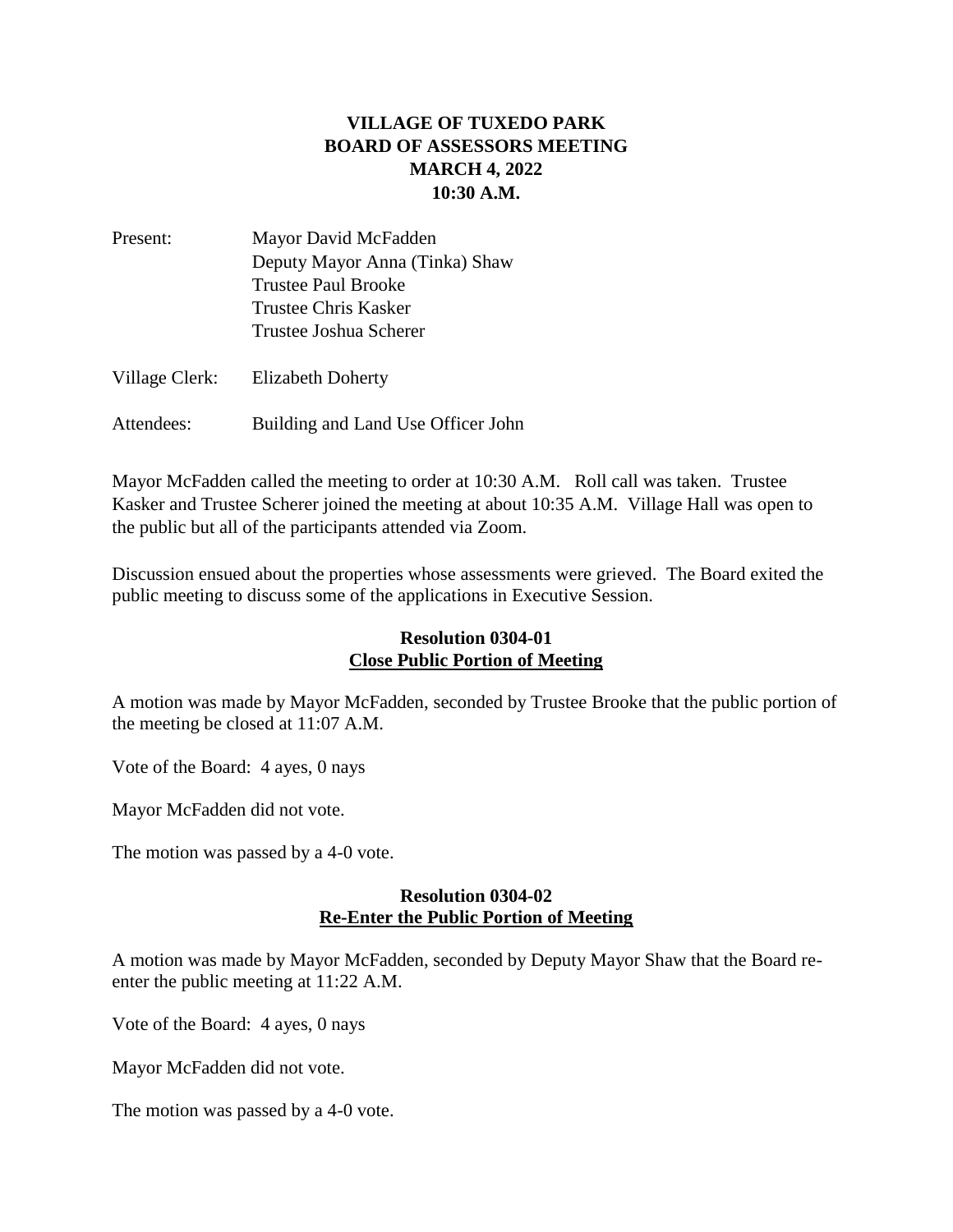# VILLAGE OF TUXEDO PARK
# BOARD OF ASSESSORS MEETING
# MARCH 4, 2022
# 10:30 A.M.

Present: Mayor David McFadden
Deputy Mayor Anna (Tinka) Shaw
Trustee Paul Brooke
Trustee Chris Kasker
Trustee Joshua Scherer

Village Clerk: Elizabeth Doherty

Attendees: Building and Land Use Officer John

Mayor McFadden called the meeting to order at 10:30 A.M. Roll call was taken. Trustee Kasker and Trustee Scherer joined the meeting at about 10:35 A.M. Village Hall was open to the public but all of the participants attended via Zoom.

Discussion ensued about the properties whose assessments were grieved. The Board exited the public meeting to discuss some of the applications in Executive Session.

## Resolution 0304-01
## Close Public Portion of Meeting

A motion was made by Mayor McFadden, seconded by Trustee Brooke that the public portion of the meeting be closed at 11:07 A.M.

Vote of the Board: 4 ayes, 0 nays

Mayor McFadden did not vote.

The motion was passed by a 4-0 vote.

## Resolution 0304-02
## Re-Enter the Public Portion of Meeting

A motion was made by Mayor McFadden, seconded by Deputy Mayor Shaw that the Board re-enter the public meeting at 11:22 A.M.

Vote of the Board: 4 ayes, 0 nays

Mayor McFadden did not vote.

The motion was passed by a 4-0 vote.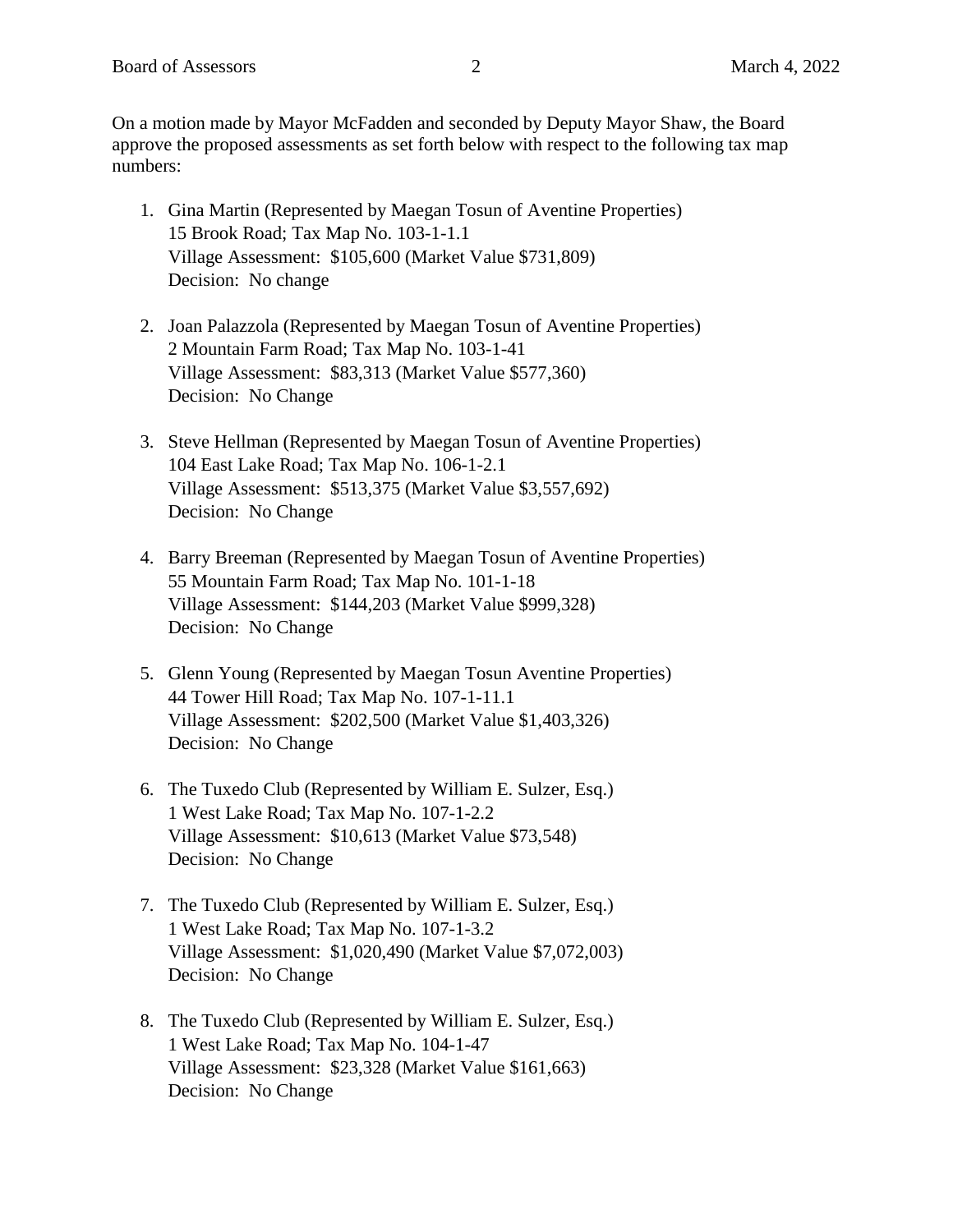On a motion made by Mayor McFadden and seconded by Deputy Mayor Shaw, the Board approve the proposed assessments as set forth below with respect to the following tax map numbers:

1. Gina Martin (Represented by Maegan Tosun of Aventine Properties)
   15 Brook Road; Tax Map No. 103-1-1.1
   Village Assessment: $105,600 (Market Value $731,809)
   Decision: No change

2. Joan Palazzola (Represented by Maegan Tosun of Aventine Properties)
   2 Mountain Farm Road; Tax Map No. 103-1-41
   Village Assessment: $83,313 (Market Value $577,360)
   Decision: No Change

3. Steve Hellman (Represented by Maegan Tosun of Aventine Properties)
   104 East Lake Road; Tax Map No. 106-1-2.1
   Village Assessment: $513,375 (Market Value $3,557,692)
   Decision: No Change

4. Barry Breeman (Represented by Maegan Tosun of Aventine Properties)
   55 Mountain Farm Road; Tax Map No. 101-1-18
   Village Assessment: $144,203 (Market Value $999,328)
   Decision: No Change

5. Glenn Young (Represented by Maegan Tosun Aventine Properties)
   44 Tower Hill Road; Tax Map No. 107-1-11.1
   Village Assessment: $202,500 (Market Value $1,403,326)
   Decision: No Change

6. The Tuxedo Club (Represented by William E. Sulzer, Esq.)
   1 West Lake Road; Tax Map No. 107-1-2.2
   Village Assessment: $10,613 (Market Value $73,548)
   Decision: No Change

7. The Tuxedo Club (Represented by William E. Sulzer, Esq.)
   1 West Lake Road; Tax Map No. 107-1-3.2
   Village Assessment: $1,020,490 (Market Value $7,072,003)
   Decision: No Change

8. The Tuxedo Club (Represented by William E. Sulzer, Esq.)
   1 West Lake Road; Tax Map No. 104-1-47
   Village Assessment: $23,328 (Market Value $161,663)
   Decision: No Change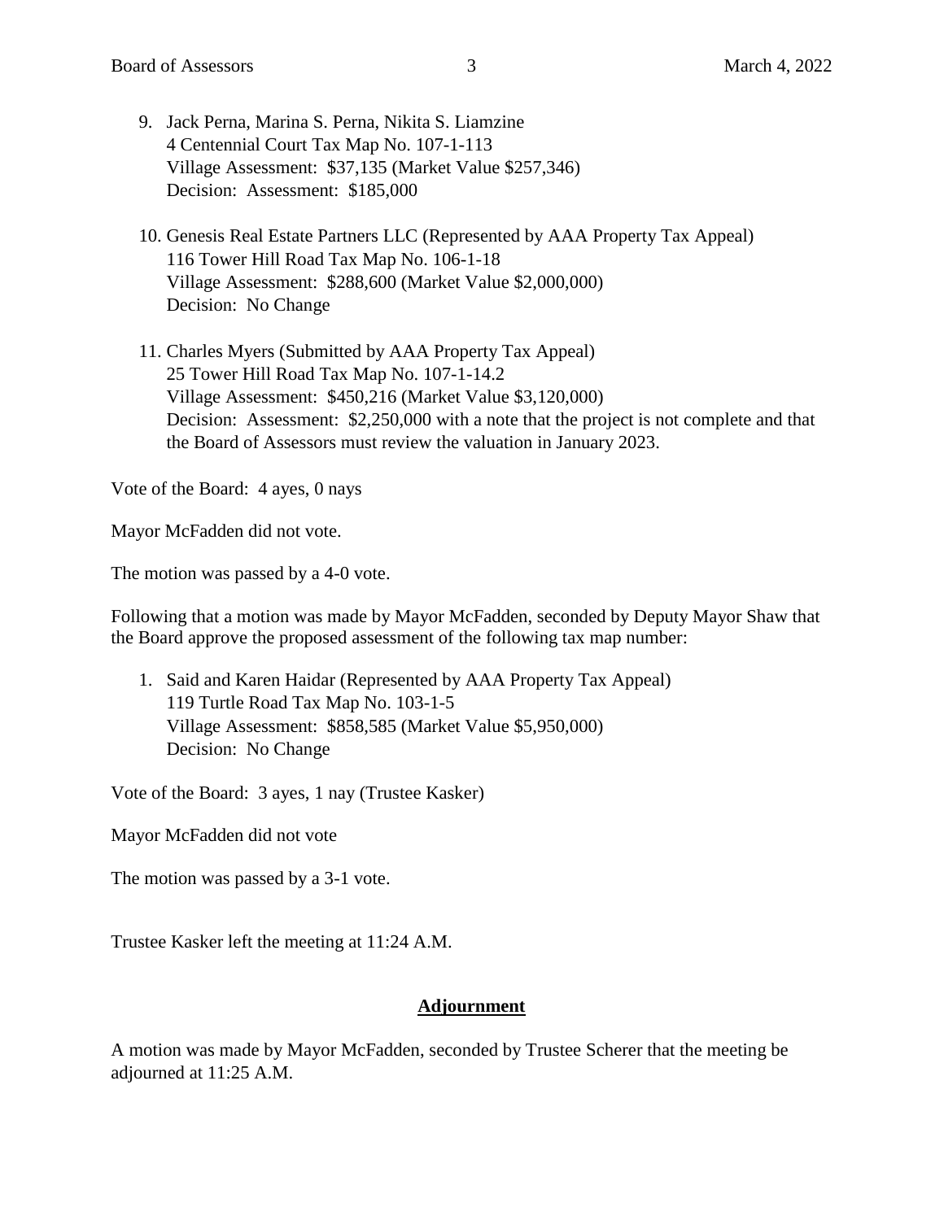9. Jack Perna, Marina S. Perna, Nikita S. Liamzine
   4 Centennial Court Tax Map No. 107-1-113
   Village Assessment: $37,135 (Market Value $257,346)
   Decision: Assessment: $185,000

10. Genesis Real Estate Partners LLC (Represented by AAA Property Tax Appeal)
    116 Tower Hill Road Tax Map No. 106-1-18
    Village Assessment: $288,600 (Market Value $2,000,000)
    Decision: No Change

11. Charles Myers (Submitted by AAA Property Tax Appeal)
    25 Tower Hill Road Tax Map No. 107-1-14.2
    Village Assessment: $450,216 (Market Value $3,120,000)
    Decision: Assessment: $2,250,000 with a note that the project is not complete and that the Board of Assessors must review the valuation in January 2023.

Vote of the Board: 4 ayes, 0 nays

Mayor McFadden did not vote.

The motion was passed by a 4-0 vote.

Following that a motion was made by Mayor McFadden, seconded by Deputy Mayor Shaw that the Board approve the proposed assessment of the following tax map number:

1. Said and Karen Haidar (Represented by AAA Property Tax Appeal)
   119 Turtle Road Tax Map No. 103-1-5
   Village Assessment: $858,585 (Market Value $5,950,000)
   Decision: No Change

Vote of the Board: 3 ayes, 1 nay (Trustee Kasker)

Mayor McFadden did not vote

The motion was passed by a 3-1 vote.

Trustee Kasker left the meeting at 11:24 A.M.

## **Adjournment**

A motion was made by Mayor McFadden, seconded by Trustee Scherer that the meeting be adjourned at 11:25 A.M.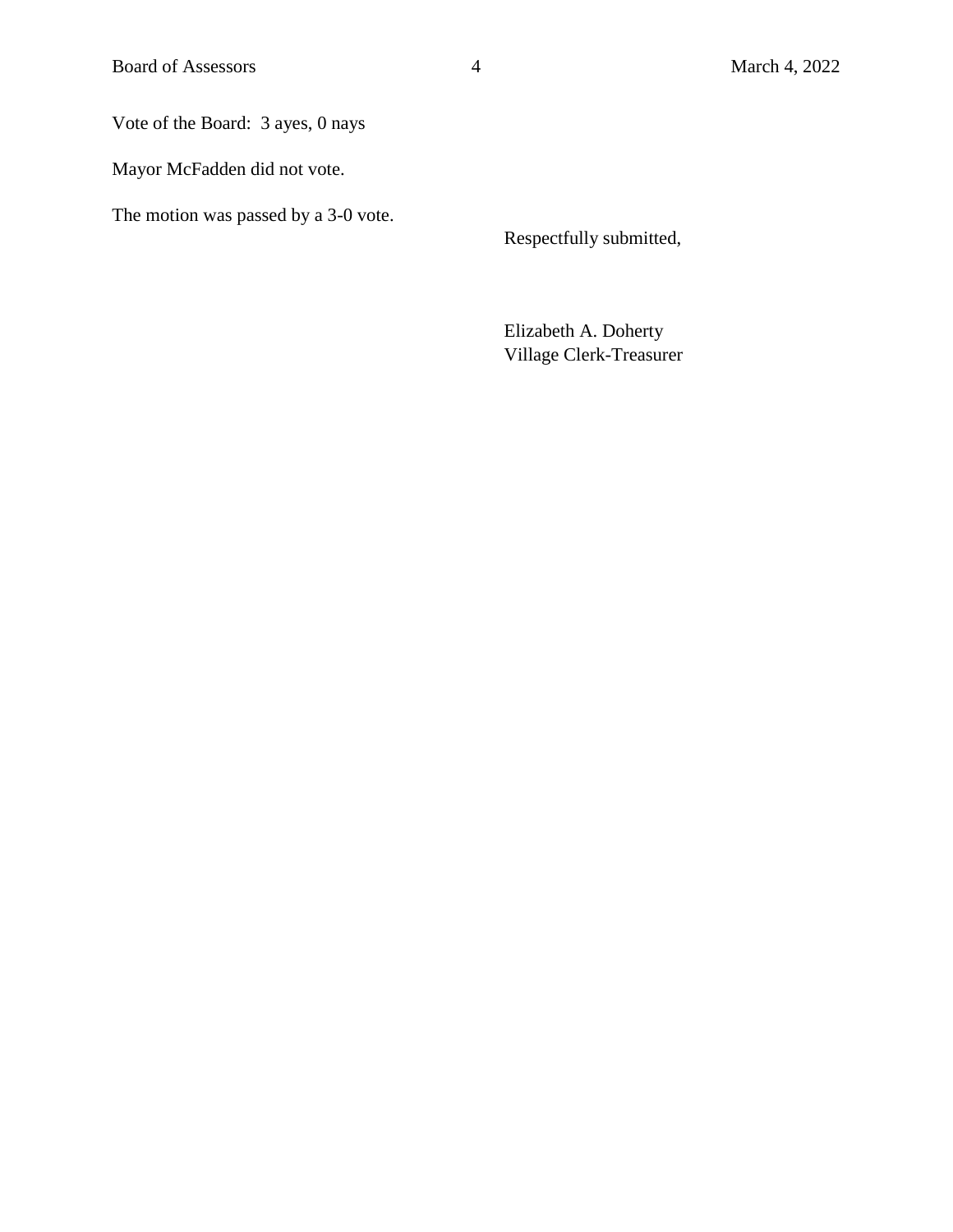Vote of the Board: 3 ayes, 0 nays

Mayor McFadden did not vote.

The motion was passed by a 3-0 vote.

Respectfully submitted,

Elizabeth A. Doherty
Village Clerk-Treasurer